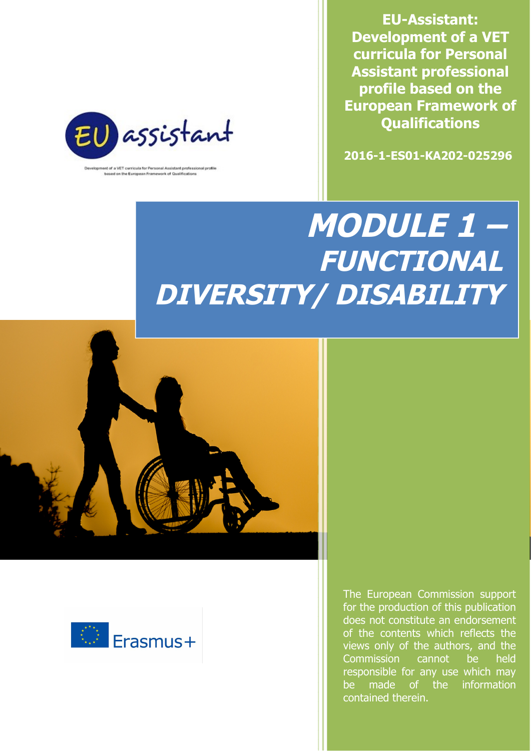**EU-Assistant: Development of a VET curricula for Personal Assistant professional profile based on the European Framework of Qualifications**

**2016-1-ES01-KA202-025296**

# MODULE 1 – FUNCTIONAL DIVERSITY/ DISABILITY

The European Commission support for the production of this publication does not constitute an endorsement of the contents which reflects the views only of the authors, and the Commission cannot be held responsible for any use which may be made of the information contained therein.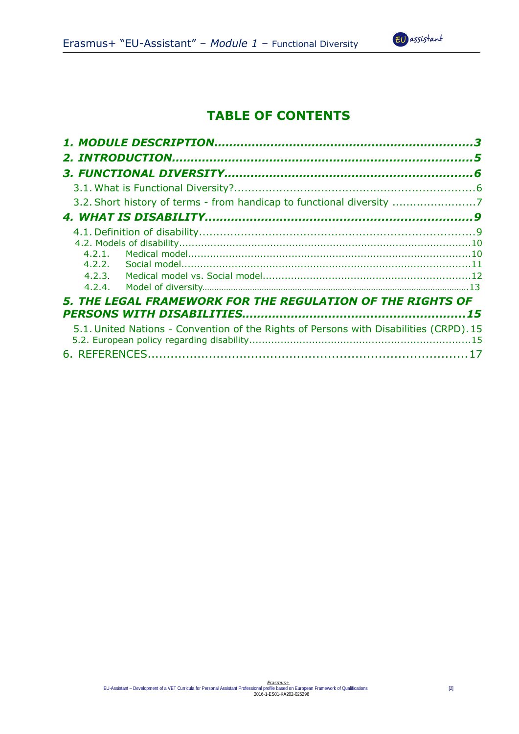# TABLE OF CONTENTS

*1. MODULE DESCRIPTION.................................................................3*

*2. INTRODUCTION..........................................................................5*

*3. FUNCTIONAL DIVERSITY..............................................................6*

3.1. What is Functional Diversity?....................................................................6

3.2. Short history of terms - from handicap to functional diversity .......................7

*4. WHAT IS DISABILITY..................................................................9*

4.1. Definition of disability................................................................................9

4.2. Models of disability...........................................................................................10

4.2.1. Medical model........................................................................................10

4.2.2. Social model..........................................................................................11

4.2.3. Medical model vs. Social model.................................................................12

4.2.4. Model of diversity..........................................................................................13

*5. THE LEGAL FRAMEWORK FOR THE REGULATION OF THE RIGHTS OF PERSONS WITH DISABILITIES.......................................................15*

5.1. United Nations - Convention of the Rights of Persons with Disabilities (CRPD). 15

5.2. European policy regarding disability.....................................................................15

6. REFERENCES.......................................................................17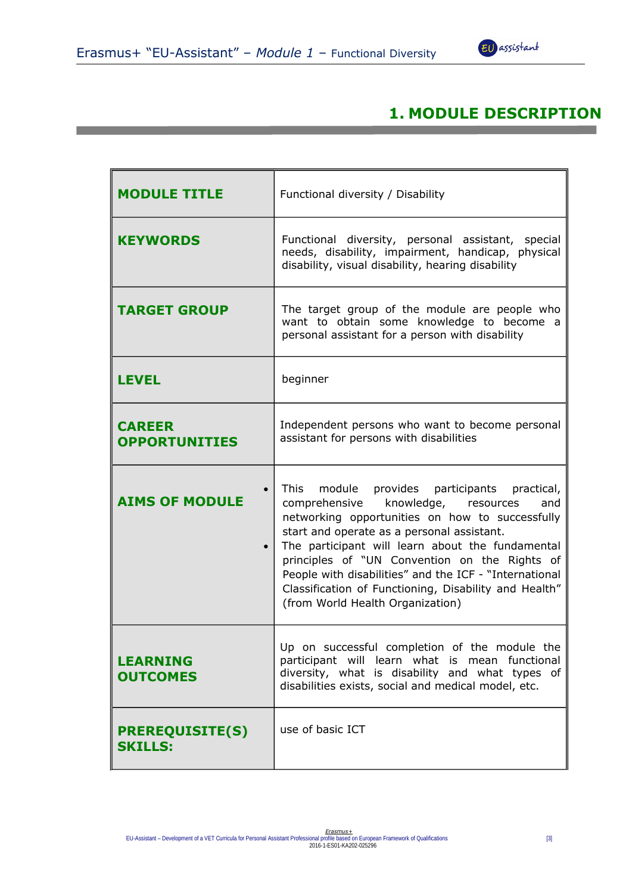# 1. MODULE DESCRIPTION

| | |
|---|---|
| **MODULE TITLE** | Functional diversity / Disability |
| **KEYWORDS** | Functional diversity, personal assistant, special needs, disability, impairment, handicap, physical disability, visual disability, hearing disability |
| **TARGET GROUP** | The target group of the module are people who want to obtain some knowledge to become a personal assistant for a person with disability |
| **LEVEL** | beginner |
| **CAREER OPPORTUNITIES** | Independent persons who want to become personal assistant for persons with disabilities |
| **AIMS OF MODULE** | • This module provides participants practical, comprehensive knowledge, resources and networking opportunities on how to successfully start and operate as a personal assistant.<br>• The participant will learn about the fundamental principles of "UN Convention on the Rights of People with disabilities" and the ICF - "International Classification of Functioning, Disability and Health" (from World Health Organization) |
| **LEARNING OUTCOMES** | Up on successful completion of the module the participant will learn what is mean functional diversity, what is disability and what types of disabilities exists, social and medical model, etc. |
| **PREREQUISITE(S) SKILLS:** | use of basic ICT |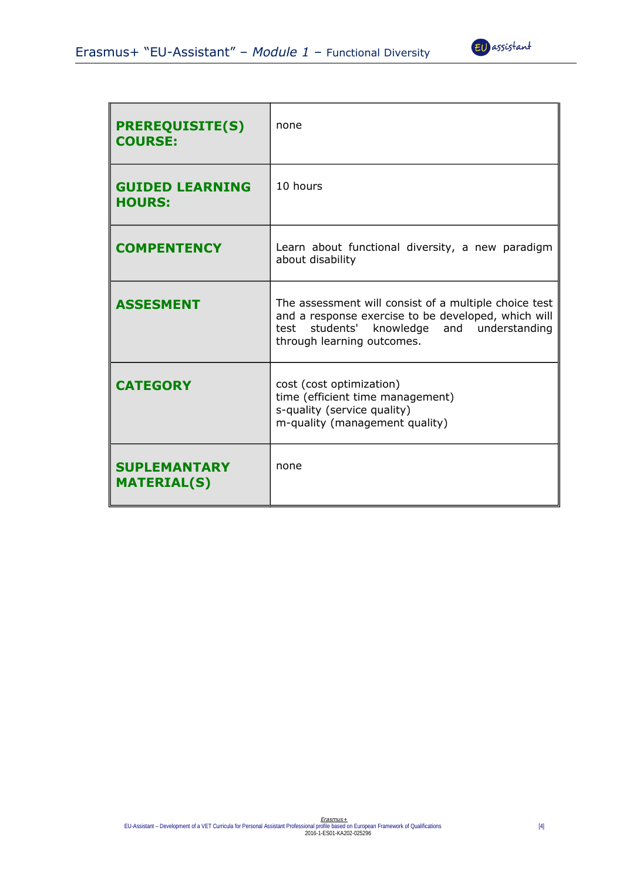| | |
|---|---|
| **PREREQUISITE(S) COURSE:** | none |
| **GUIDED LEARNING HOURS:** | 10 hours |
| **COMPENTENCY** | Learn about functional diversity, a new paradigm about disability |
| **ASSESMENT** | The assessment will consist of a multiple choice test and a response exercise to be developed, which will test students' knowledge and understanding through learning outcomes. |
| **CATEGORY** | cost (cost optimization)<br>time (efficient time management)<br>s-quality (service quality)<br>m-quality (management quality) |
| **SUPLEMANTARY MATERIAL(S)** | none |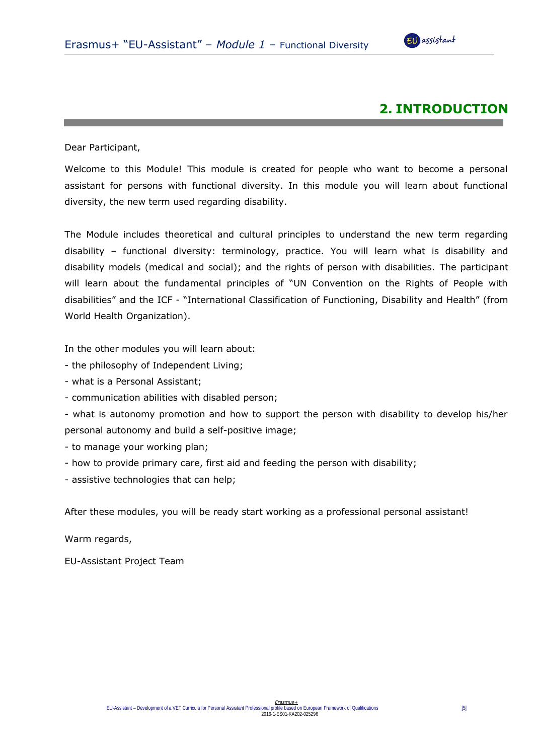# 2. INTRODUCTION

Dear Participant,

Welcome to this Module! This module is created for people who want to become a personal assistant for persons with functional diversity. In this module you will learn about functional diversity, the new term used regarding disability.

The Module includes theoretical and cultural principles to understand the new term regarding disability – functional diversity: terminology, practice. You will learn what is disability and disability models (medical and social); and the rights of person with disabilities. The participant will learn about the fundamental principles of "UN Convention on the Rights of People with disabilities" and the ICF - "International Classification of Functioning, Disability and Health" (from World Health Organization).

In the other modules you will learn about:

- the philosophy of Independent Living;
- what is a Personal Assistant;
- communication abilities with disabled person;
- what is autonomy promotion and how to support the person with disability to develop his/her personal autonomy and build a self-positive image;
- to manage your working plan;
- how to provide primary care, first aid and feeding the person with disability;
- assistive technologies that can help;

After these modules, you will be ready start working as a professional personal assistant!

Warm regards,

EU-Assistant Project Team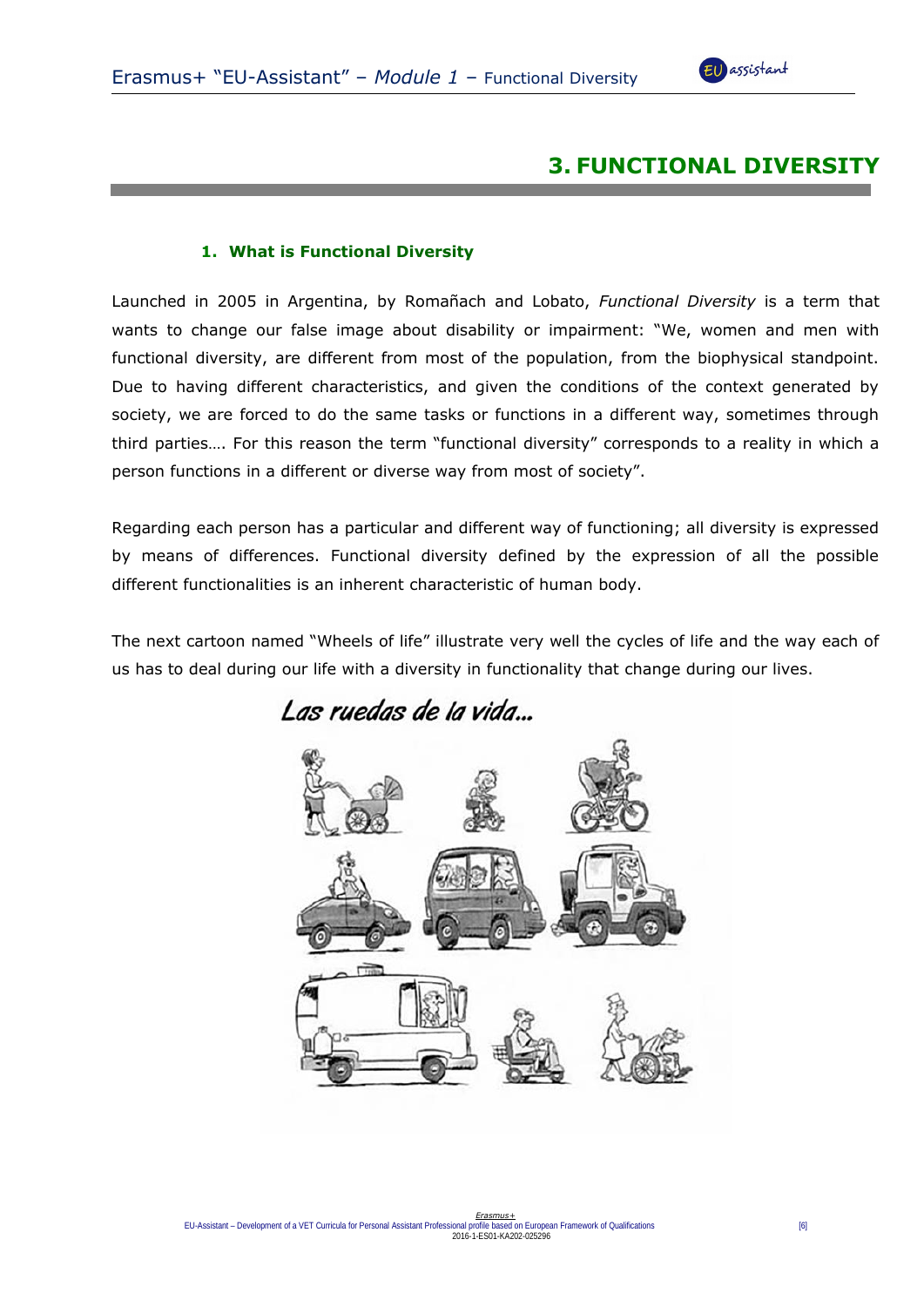# 3. FUNCTIONAL DIVERSITY

## 1. What is Functional Diversity

Launched in 2005 in Argentina, by Romañach and Lobato, *Functional Diversity* is a term that wants to change our false image about disability or impairment: "We, women and men with functional diversity, are different from most of the population, from the biophysical standpoint. Due to having different characteristics, and given the conditions of the context generated by society, we are forced to do the same tasks or functions in a different way, sometimes through third parties…. For this reason the term "functional diversity" corresponds to a reality in which a person functions in a different or diverse way from most of society".

Regarding each person has a particular and different way of functioning; all diversity is expressed by means of differences. Functional diversity defined by the expression of all the possible different functionalities is an inherent characteristic of human body.

The next cartoon named "Wheels of life" illustrate very well the cycles of life and the way each of us has to deal during our life with a diversity in functionality that change during our lives.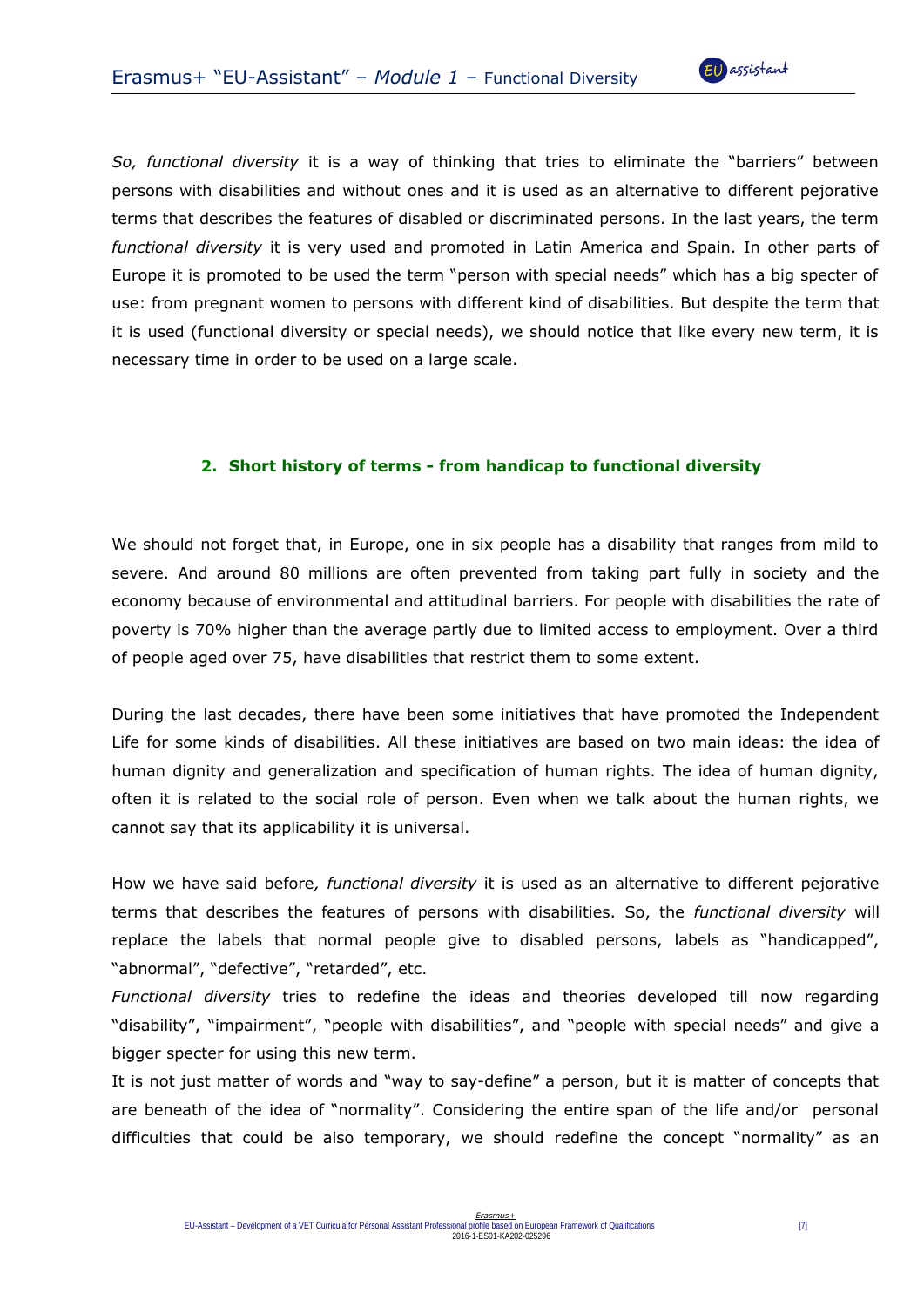*So, functional diversity* it is a way of thinking that tries to eliminate the "barriers" between persons with disabilities and without ones and it is used as an alternative to different pejorative terms that describes the features of disabled or discriminated persons. In the last years, the term *functional diversity* it is very used and promoted in Latin America and Spain. In other parts of Europe it is promoted to be used the term "person with special needs" which has a big specter of use: from pregnant women to persons with different kind of disabilities. But despite the term that it is used (functional diversity or special needs), we should notice that like every new term, it is necessary time in order to be used on a large scale.

## 2. Short history of terms - from handicap to functional diversity

We should not forget that, in Europe, one in six people has a disability that ranges from mild to severe. And around 80 millions are often prevented from taking part fully in society and the economy because of environmental and attitudinal barriers. For people with disabilities the rate of poverty is 70% higher than the average partly due to limited access to employment. Over a third of people aged over 75, have disabilities that restrict them to some extent.

During the last decades, there have been some initiatives that have promoted the Independent Life for some kinds of disabilities. All these initiatives are based on two main ideas: the idea of human dignity and generalization and specification of human rights. The idea of human dignity, often it is related to the social role of person. Even when we talk about the human rights, we cannot say that its applicability it is universal.

How we have said before*, functional diversity* it is used as an alternative to different pejorative terms that describes the features of persons with disabilities. So, the *functional diversity* will replace the labels that normal people give to disabled persons, labels as "handicapped", "abnormal", "defective", "retarded", etc.

*Functional diversity* tries to redefine the ideas and theories developed till now regarding "disability", "impairment", "people with disabilities", and "people with special needs" and give a bigger specter for using this new term.

It is not just matter of words and "way to say-define" a person, but it is matter of concepts that are beneath of the idea of "normality". Considering the entire span of the life and/or personal difficulties that could be also temporary, we should redefine the concept "normality" as an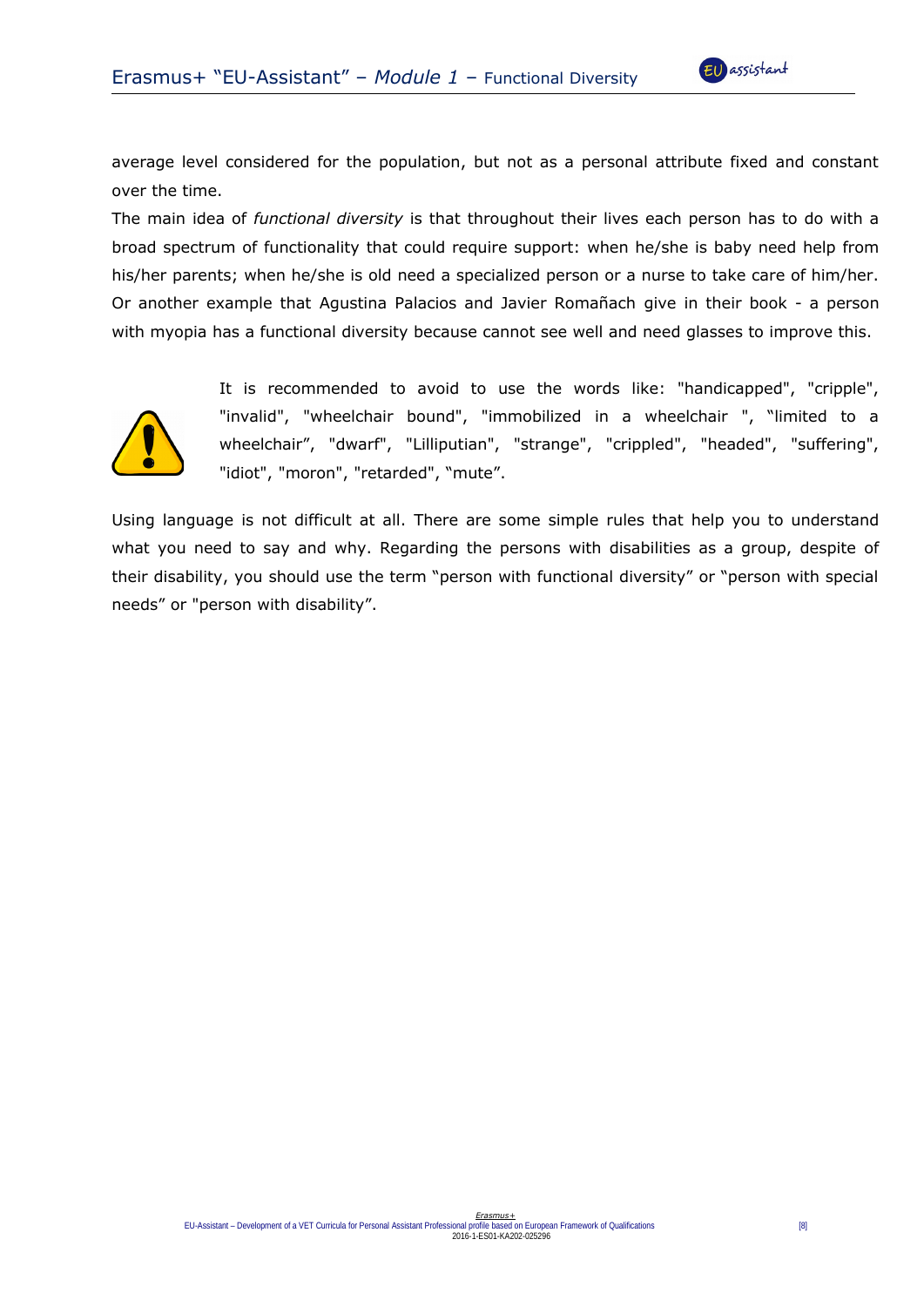average level considered for the population, but not as a personal attribute fixed and constant over the time.

The main idea of *functional diversity* is that throughout their lives each person has to do with a broad spectrum of functionality that could require support: when he/she is baby need help from his/her parents; when he/she is old need a specialized person or a nurse to take care of him/her. Or another example that Agustina Palacios and Javier Romañach give in their book - a person with myopia has a functional diversity because cannot see well and need glasses to improve this.

It is recommended to avoid to use the words like: "handicapped", "cripple", "invalid", "wheelchair bound", "immobilized in a wheelchair ", "limited to a wheelchair", "dwarf", "Lilliputian", "strange", "crippled", "headed", "suffering", "idiot", "moron", "retarded", "mute".

Using language is not difficult at all. There are some simple rules that help you to understand what you need to say and why. Regarding the persons with disabilities as a group, despite of their disability, you should use the term "person with functional diversity" or "person with special needs" or "person with disability".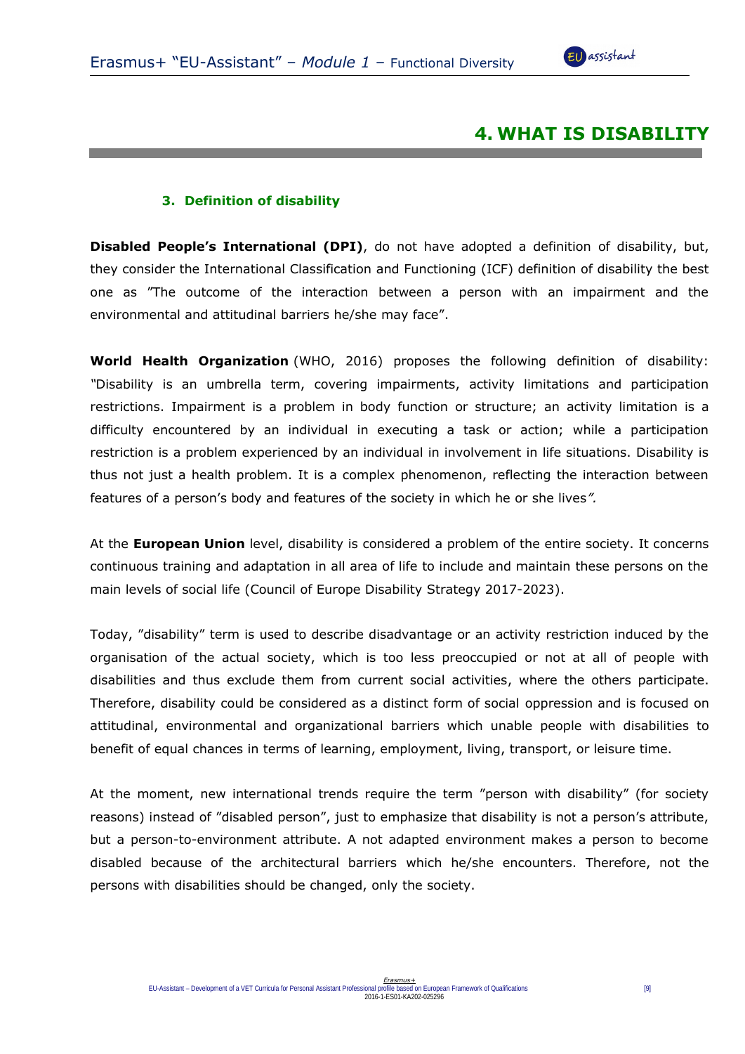# 4. WHAT IS DISABILITY

### 3. Definition of disability

**Disabled People's International (DPI)**, do not have adopted a definition of disability, but, they consider the International Classification and Functioning (ICF) definition of disability the best one as "The outcome of the interaction between a person with an impairment and the environmental and attitudinal barriers he/she may face".

**World Health Organization** (WHO, 2016) proposes the following definition of disability: *"*Disability is an umbrella term, covering impairments, activity limitations and participation restrictions. Impairment is a problem in body function or structure; an activity limitation is a difficulty encountered by an individual in executing a task or action; while a participation restriction is a problem experienced by an individual in involvement in life situations. Disability is thus not just a health problem. It is a complex phenomenon, reflecting the interaction between features of a person's body and features of the society in which he or she lives*".*

At the **European Union** level, disability is considered a problem of the entire society. It concerns continuous training and adaptation in all area of life to include and maintain these persons on the main levels of social life (Council of Europe Disability Strategy 2017-2023).

Today, "disability" term is used to describe disadvantage or an activity restriction induced by the organisation of the actual society, which is too less preoccupied or not at all of people with disabilities and thus exclude them from current social activities, where the others participate. Therefore, disability could be considered as a distinct form of social oppression and is focused on attitudinal, environmental and organizational barriers which unable people with disabilities to benefit of equal chances in terms of learning, employment, living, transport, or leisure time.

At the moment, new international trends require the term "person with disability" (for society reasons) instead of "disabled person", just to emphasize that disability is not a person's attribute, but a person-to-environment attribute. A not adapted environment makes a person to become disabled because of the architectural barriers which he/she encounters. Therefore, not the persons with disabilities should be changed, only the society.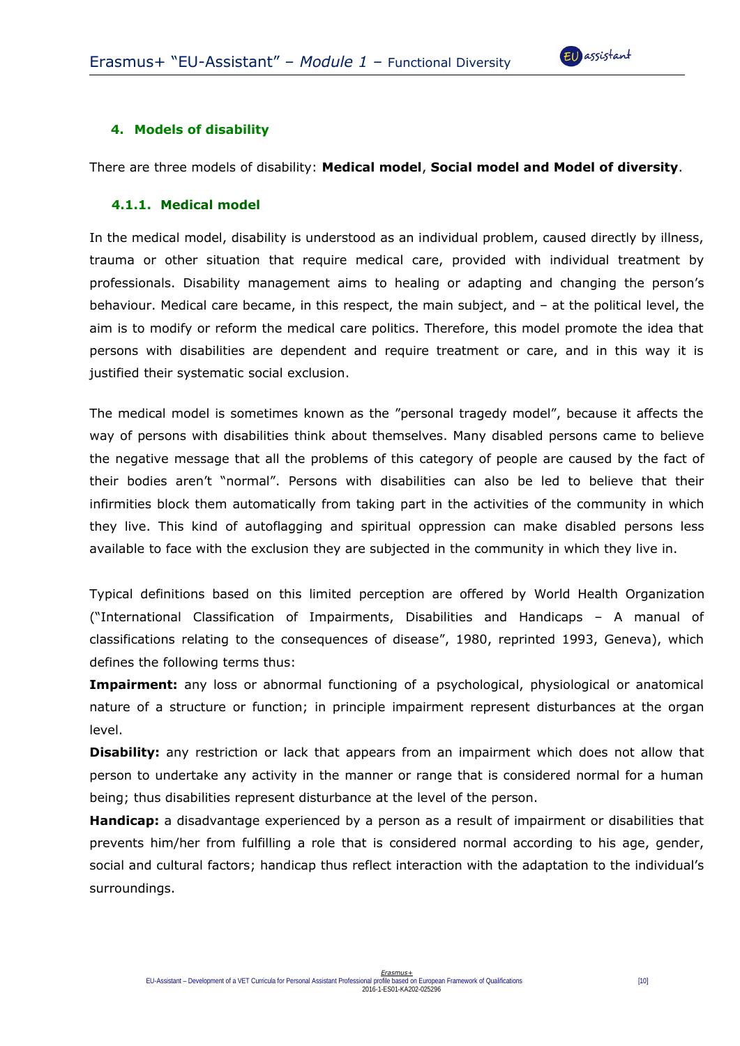## 4. Models of disability

There are three models of disability: **Medical model**, **Social model and Model of diversity**.

### 4.1.1. Medical model

In the medical model, disability is understood as an individual problem, caused directly by illness, trauma or other situation that require medical care, provided with individual treatment by professionals. Disability management aims to healing or adapting and changing the person's behaviour. Medical care became, in this respect, the main subject, and – at the political level, the aim is to modify or reform the medical care politics. Therefore, this model promote the idea that persons with disabilities are dependent and require treatment or care, and in this way it is justified their systematic social exclusion.

The medical model is sometimes known as the "personal tragedy model", because it affects the way of persons with disabilities think about themselves. Many disabled persons came to believe the negative message that all the problems of this category of people are caused by the fact of their bodies aren't "normal". Persons with disabilities can also be led to believe that their infirmities block them automatically from taking part in the activities of the community in which they live. This kind of autoflagging and spiritual oppression can make disabled persons less available to face with the exclusion they are subjected in the community in which they live in.

Typical definitions based on this limited perception are offered by World Health Organization ("International Classification of Impairments, Disabilities and Handicaps – A manual of classifications relating to the consequences of disease", 1980, reprinted 1993, Geneva), which defines the following terms thus:

**Impairment:** any loss or abnormal functioning of a psychological, physiological or anatomical nature of a structure or function; in principle impairment represent disturbances at the organ level.

**Disability:** any restriction or lack that appears from an impairment which does not allow that person to undertake any activity in the manner or range that is considered normal for a human being; thus disabilities represent disturbance at the level of the person.

**Handicap:** a disadvantage experienced by a person as a result of impairment or disabilities that prevents him/her from fulfilling a role that is considered normal according to his age, gender, social and cultural factors; handicap thus reflect interaction with the adaptation to the individual's surroundings.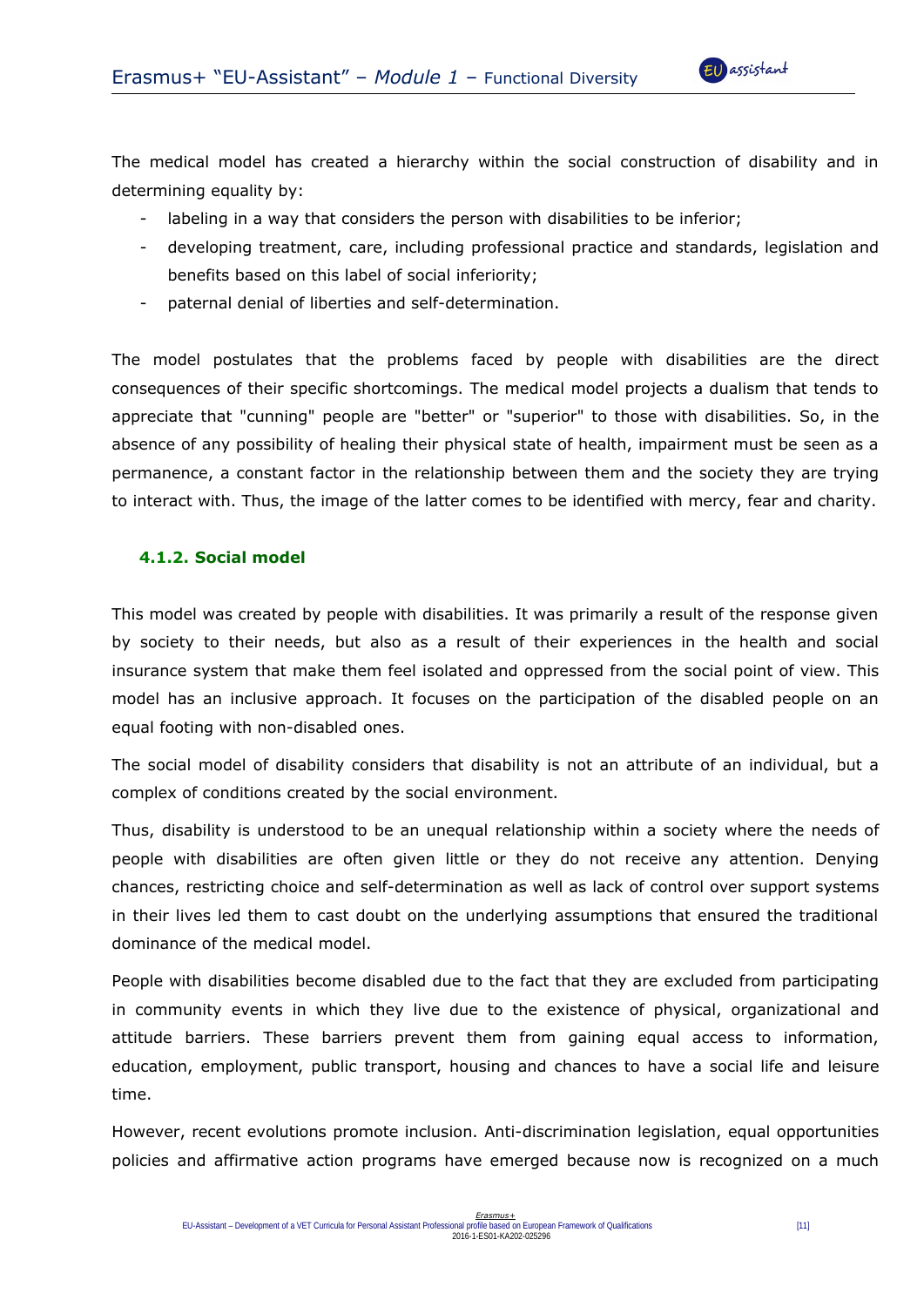The medical model has created a hierarchy within the social construction of disability and in determining equality by:

- labeling in a way that considers the person with disabilities to be inferior;
- developing treatment, care, including professional practice and standards, legislation and benefits based on this label of social inferiority;
- paternal denial of liberties and self-determination.

The model postulates that the problems faced by people with disabilities are the direct consequences of their specific shortcomings. The medical model projects a dualism that tends to appreciate that "cunning" people are "better" or "superior" to those with disabilities. So, in the absence of any possibility of healing their physical state of health, impairment must be seen as a permanence, a constant factor in the relationship between them and the society they are trying to interact with. Thus, the image of the latter comes to be identified with mercy, fear and charity.

### 4.1.2. Social model

This model was created by people with disabilities. It was primarily a result of the response given by society to their needs, but also as a result of their experiences in the health and social insurance system that make them feel isolated and oppressed from the social point of view. This model has an inclusive approach. It focuses on the participation of the disabled people on an equal footing with non-disabled ones.

The social model of disability considers that disability is not an attribute of an individual, but a complex of conditions created by the social environment.

Thus, disability is understood to be an unequal relationship within a society where the needs of people with disabilities are often given little or they do not receive any attention. Denying chances, restricting choice and self-determination as well as lack of control over support systems in their lives led them to cast doubt on the underlying assumptions that ensured the traditional dominance of the medical model.

People with disabilities become disabled due to the fact that they are excluded from participating in community events in which they live due to the existence of physical, organizational and attitude barriers. These barriers prevent them from gaining equal access to information, education, employment, public transport, housing and chances to have a social life and leisure time.

However, recent evolutions promote inclusion. Anti-discrimination legislation, equal opportunities policies and affirmative action programs have emerged because now is recognized on a much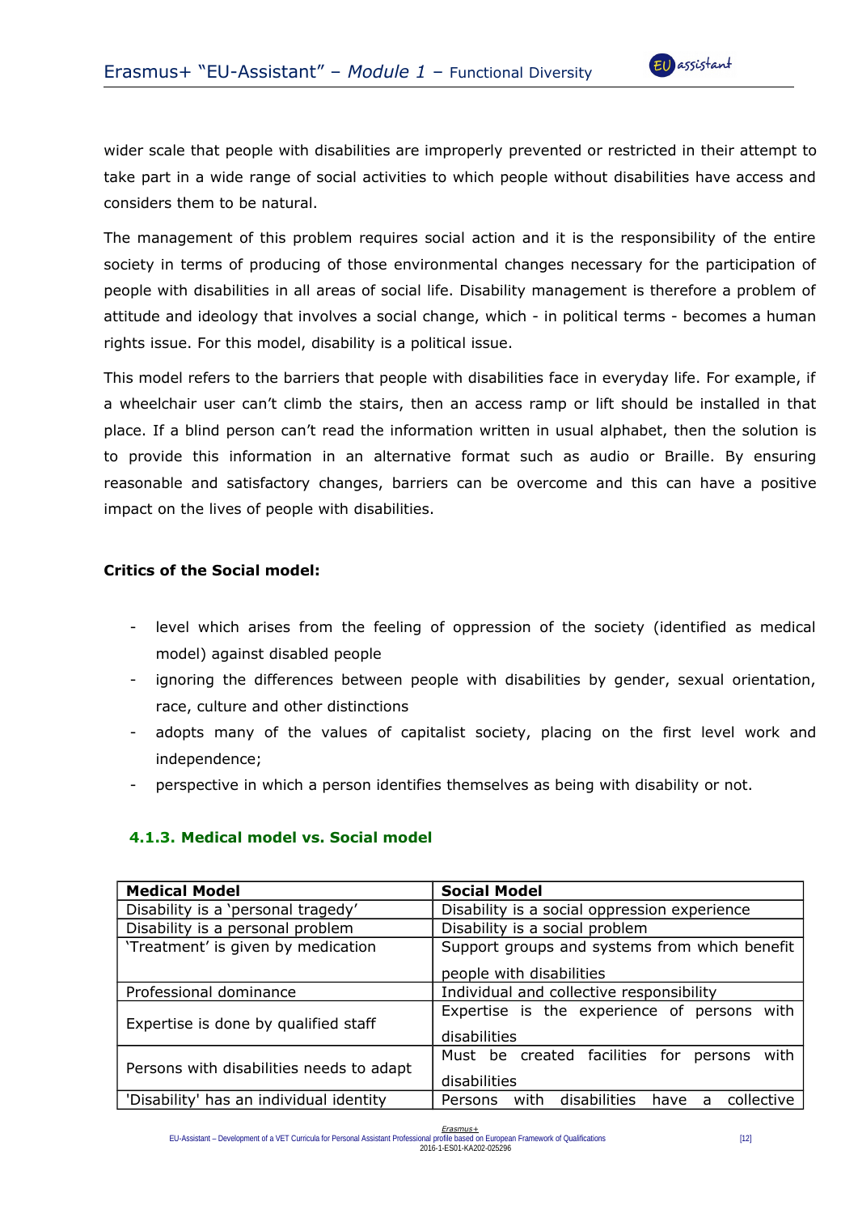wider scale that people with disabilities are improperly prevented or restricted in their attempt to take part in a wide range of social activities to which people without disabilities have access and considers them to be natural.

The management of this problem requires social action and it is the responsibility of the entire society in terms of producing of those environmental changes necessary for the participation of people with disabilities in all areas of social life. Disability management is therefore a problem of attitude and ideology that involves a social change, which - in political terms - becomes a human rights issue. For this model, disability is a political issue.

This model refers to the barriers that people with disabilities face in everyday life. For example, if a wheelchair user can't climb the stairs, then an access ramp or lift should be installed in that place. If a blind person can't read the information written in usual alphabet, then the solution is to provide this information in an alternative format such as audio or Braille. By ensuring reasonable and satisfactory changes, barriers can be overcome and this can have a positive impact on the lives of people with disabilities.

**Critics of the Social model:**

- level which arises from the feeling of oppression of the society (identified as medical model) against disabled people
- ignoring the differences between people with disabilities by gender, sexual orientation, race, culture and other distinctions
- adopts many of the values of capitalist society, placing on the first level work and independence;
- perspective in which a person identifies themselves as being with disability or not.

### 4.1.3. Medical model vs. Social model

| **Medical Model** | **Social Model** |
|---|---|
| Disability is a 'personal tragedy' | Disability is a social oppression experience |
| Disability is a personal problem | Disability is a social problem |
| 'Treatment' is given by medication | Support groups and systems from which benefit people with disabilities |
| Professional dominance | Individual and collective responsibility |
| Expertise is done by qualified staff | Expertise is the experience of persons with disabilities |
| Persons with disabilities needs to adapt | Must be created facilities for persons with disabilities |
| 'Disability' has an individual identity | Persons with disabilities have a collective |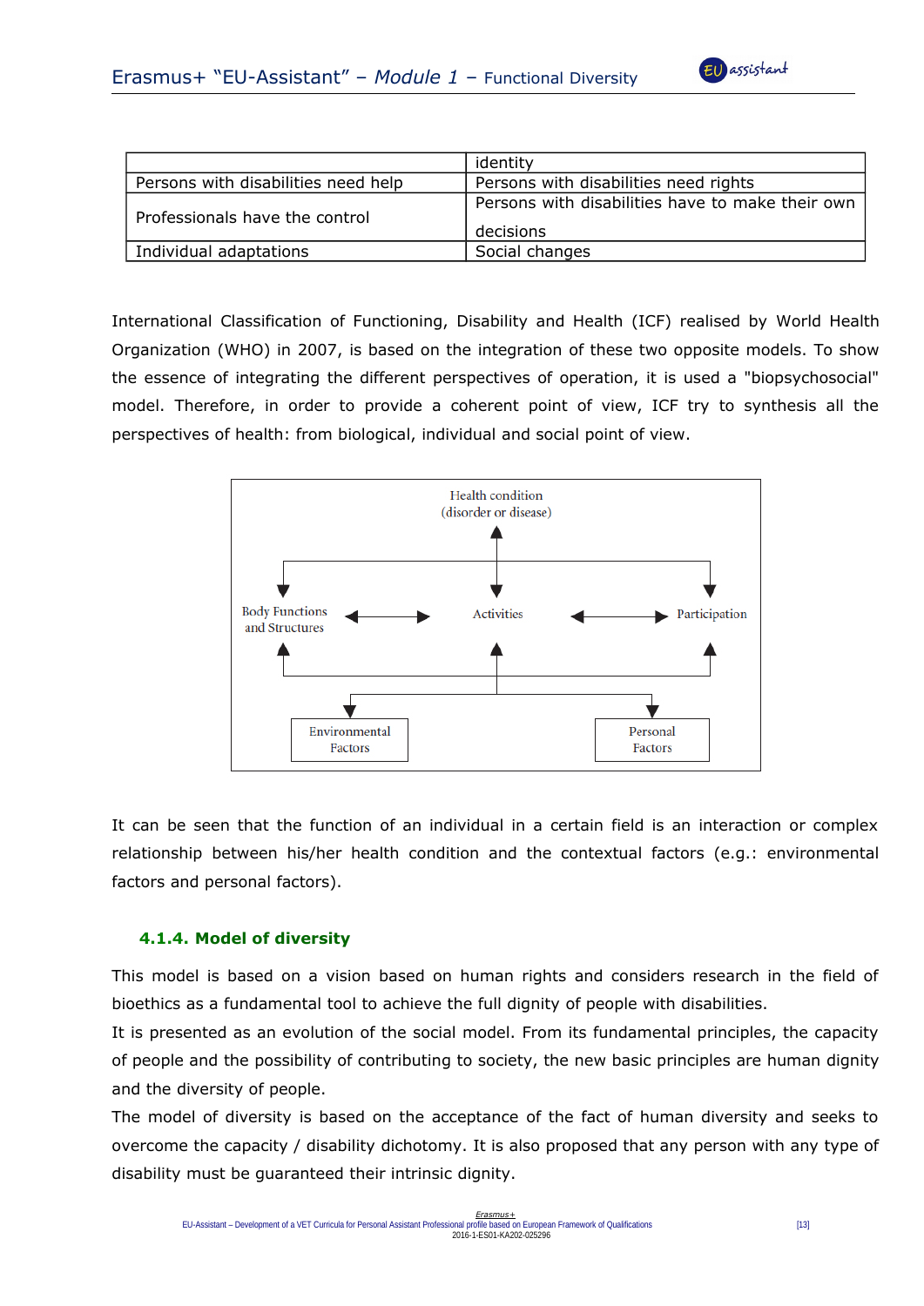| | identity |
|---|---|
| Persons with disabilities need help | Persons with disabilities need rights |
| Professionals have the control | Persons with disabilities have to make their own decisions |
| Individual adaptations | Social changes |

International Classification of Functioning, Disability and Health (ICF) realised by World Health Organization (WHO) in 2007, is based on the integration of these two opposite models. To show the essence of integrating the different perspectives of operation, it is used a "biopsychosocial" model. Therefore, in order to provide a coherent point of view, ICF try to synthesis all the perspectives of health: from biological, individual and social point of view.

Health condition (disorder or disease)

Body Functions and Structures — Activities — Participation

Environmental Factors — Personal Factors

It can be seen that the function of an individual in a certain field is an interaction or complex relationship between his/her health condition and the contextual factors (e.g.: environmental factors and personal factors).

### 4.1.4. Model of diversity

This model is based on a vision based on human rights and considers research in the field of bioethics as a fundamental tool to achieve the full dignity of people with disabilities.

It is presented as an evolution of the social model. From its fundamental principles, the capacity of people and the possibility of contributing to society, the new basic principles are human dignity and the diversity of people.

The model of diversity is based on the acceptance of the fact of human diversity and seeks to overcome the capacity / disability dichotomy. It is also proposed that any person with any type of disability must be guaranteed their intrinsic dignity.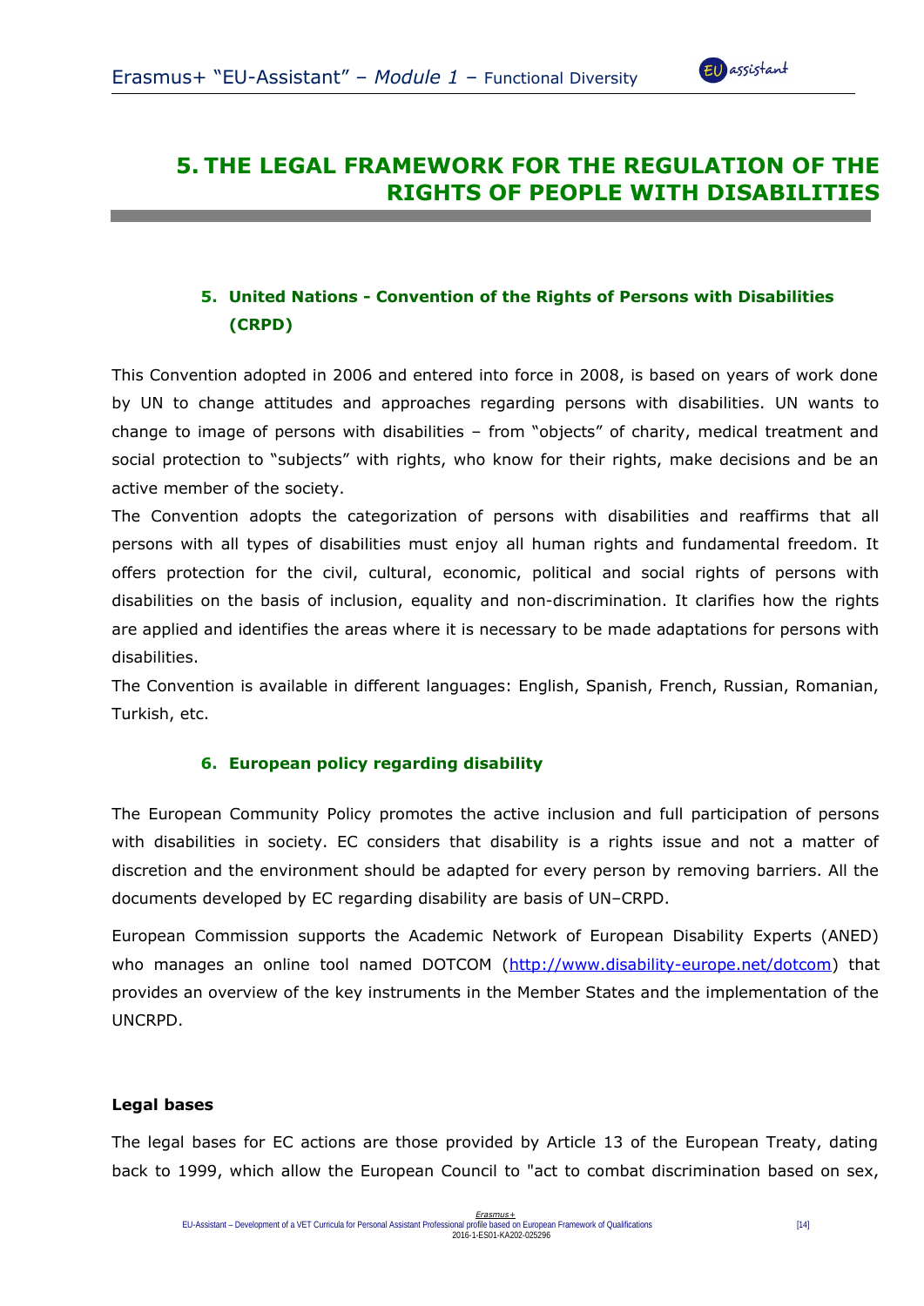# 5. THE LEGAL FRAMEWORK FOR THE REGULATION OF THE RIGHTS OF PEOPLE WITH DISABILITIES

## 5. United Nations - Convention of the Rights of Persons with Disabilities (CRPD)

This Convention adopted in 2006 and entered into force in 2008, is based on years of work done by UN to change attitudes and approaches regarding persons with disabilities. UN wants to change to image of persons with disabilities – from "objects" of charity, medical treatment and social protection to "subjects" with rights, who know for their rights, make decisions and be an active member of the society.

The Convention adopts the categorization of persons with disabilities and reaffirms that all persons with all types of disabilities must enjoy all human rights and fundamental freedom. It offers protection for the civil, cultural, economic, political and social rights of persons with disabilities on the basis of inclusion, equality and non-discrimination. It clarifies how the rights are applied and identifies the areas where it is necessary to be made adaptations for persons with disabilities.

The Convention is available in different languages: English, Spanish, French, Russian, Romanian, Turkish, etc.

## 6. European policy regarding disability

The European Community Policy promotes the active inclusion and full participation of persons with disabilities in society. EC considers that disability is a rights issue and not a matter of discretion and the environment should be adapted for every person by removing barriers. All the documents developed by EC regarding disability are basis of UN–CRPD.

European Commission supports the Academic Network of European Disability Experts (ANED) who manages an online tool named DOTCOM (http://www.disability-europe.net/dotcom) that provides an overview of the key instruments in the Member States and the implementation of the UNCRPD.

**Legal bases**

The legal bases for EC actions are those provided by Article 13 of the European Treaty, dating back to 1999, which allow the European Council to "act to combat discrimination based on sex,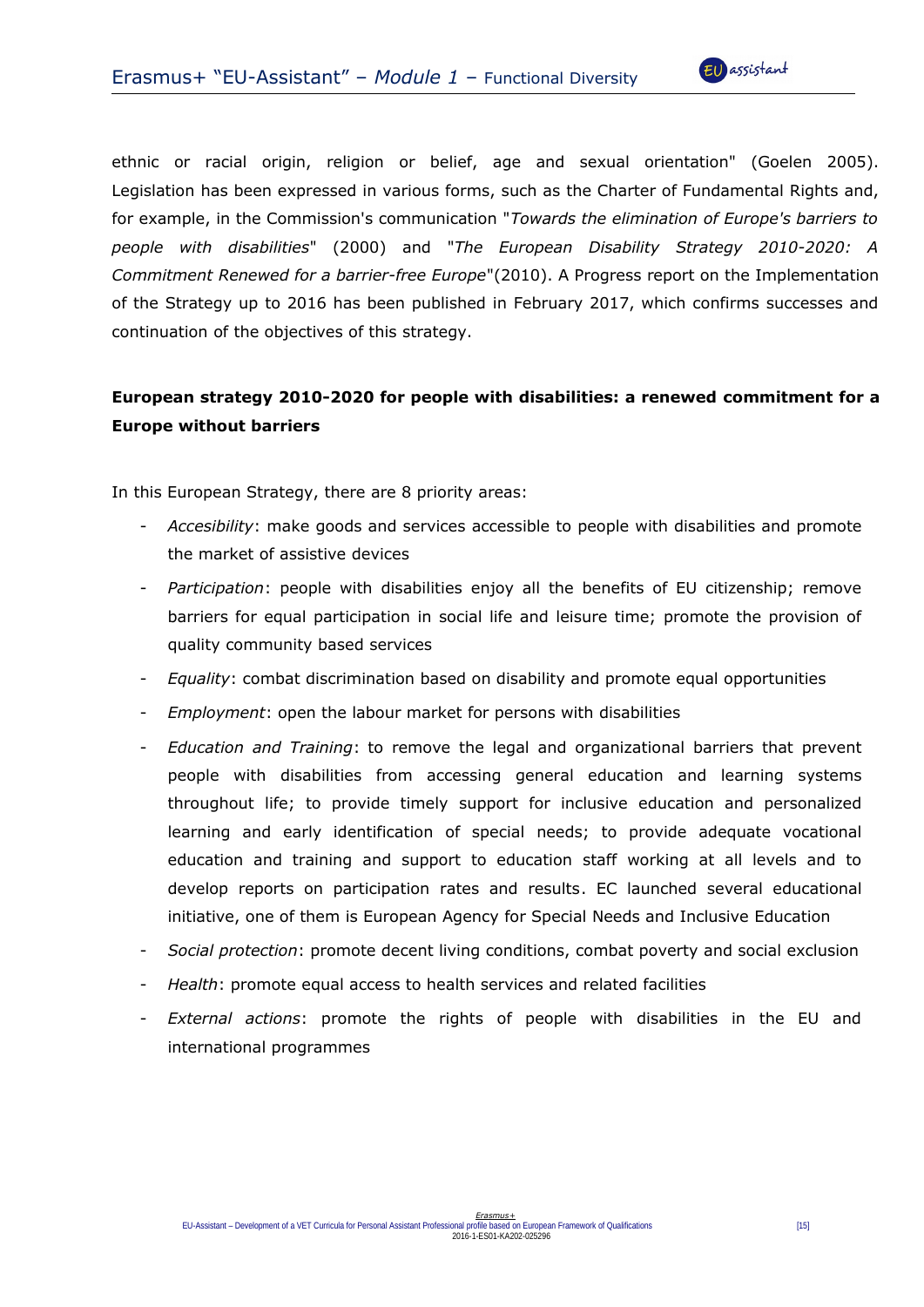ethnic or racial origin, religion or belief, age and sexual orientation" (Goelen 2005). Legislation has been expressed in various forms, such as the Charter of Fundamental Rights and, for example, in the Commission's communication "*Towards the elimination of Europe's barriers to people with disabilities*" (2000) and "*The European Disability Strategy 2010-2020: A Commitment Renewed for a barrier-free Europe*"(2010). A Progress report on the Implementation of the Strategy up to 2016 has been published in February 2017, which confirms successes and continuation of the objectives of this strategy.

**European strategy 2010-2020 for people with disabilities: a renewed commitment for a Europe without barriers**

In this European Strategy, there are 8 priority areas:

- *Accesibility*: make goods and services accessible to people with disabilities and promote the market of assistive devices
- *Participation*: people with disabilities enjoy all the benefits of EU citizenship; remove barriers for equal participation in social life and leisure time; promote the provision of quality community based services
- *Equality*: combat discrimination based on disability and promote equal opportunities
- *Employment*: open the labour market for persons with disabilities
- *Education and Training*: to remove the legal and organizational barriers that prevent people with disabilities from accessing general education and learning systems throughout life; to provide timely support for inclusive education and personalized learning and early identification of special needs; to provide adequate vocational education and training and support to education staff working at all levels and to develop reports on participation rates and results. EC launched several educational initiative, one of them is European Agency for Special Needs and Inclusive Education
- *Social protection*: promote decent living conditions, combat poverty and social exclusion
- *Health*: promote equal access to health services and related facilities
- *External actions*: promote the rights of people with disabilities in the EU and international programmes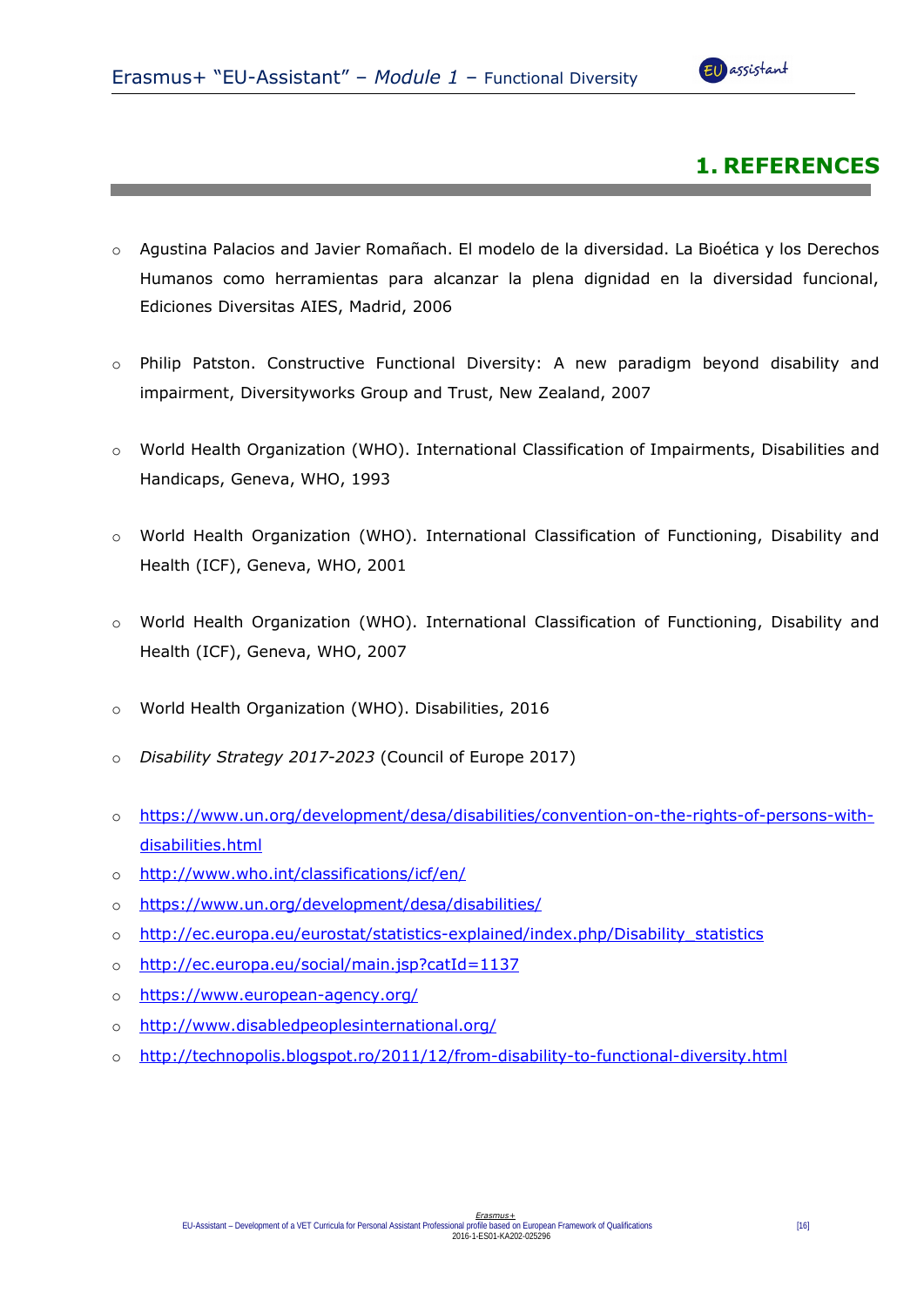# 1. REFERENCES

- Agustina Palacios and Javier Romañach. El modelo de la diversidad. La Bioética y los Derechos Humanos como herramientas para alcanzar la plena dignidad en la diversidad funcional, Ediciones Diversitas AIES, Madrid, 2006

- Philip Patston. Constructive Functional Diversity: A new paradigm beyond disability and impairment, Diversityworks Group and Trust, New Zealand, 2007

- World Health Organization (WHO). International Classification of Impairments, Disabilities and Handicaps, Geneva, WHO, 1993

- World Health Organization (WHO). International Classification of Functioning, Disability and Health (ICF), Geneva, WHO, 2001

- World Health Organization (WHO). International Classification of Functioning, Disability and Health (ICF), Geneva, WHO, 2007

- World Health Organization (WHO). Disabilities, 2016

- *Disability Strategy 2017-2023* (Council of Europe 2017)

- https://www.un.org/development/desa/disabilities/convention-on-the-rights-of-persons-with-disabilities.html
- http://www.who.int/classifications/icf/en/
- https://www.un.org/development/desa/disabilities/
- http://ec.europa.eu/eurostat/statistics-explained/index.php/Disability_statistics
- http://ec.europa.eu/social/main.jsp?catId=1137
- https://www.european-agency.org/
- http://www.disabledpeoplesinternational.org/
- http://technopolis.blogspot.ro/2011/12/from-disability-to-functional-diversity.html